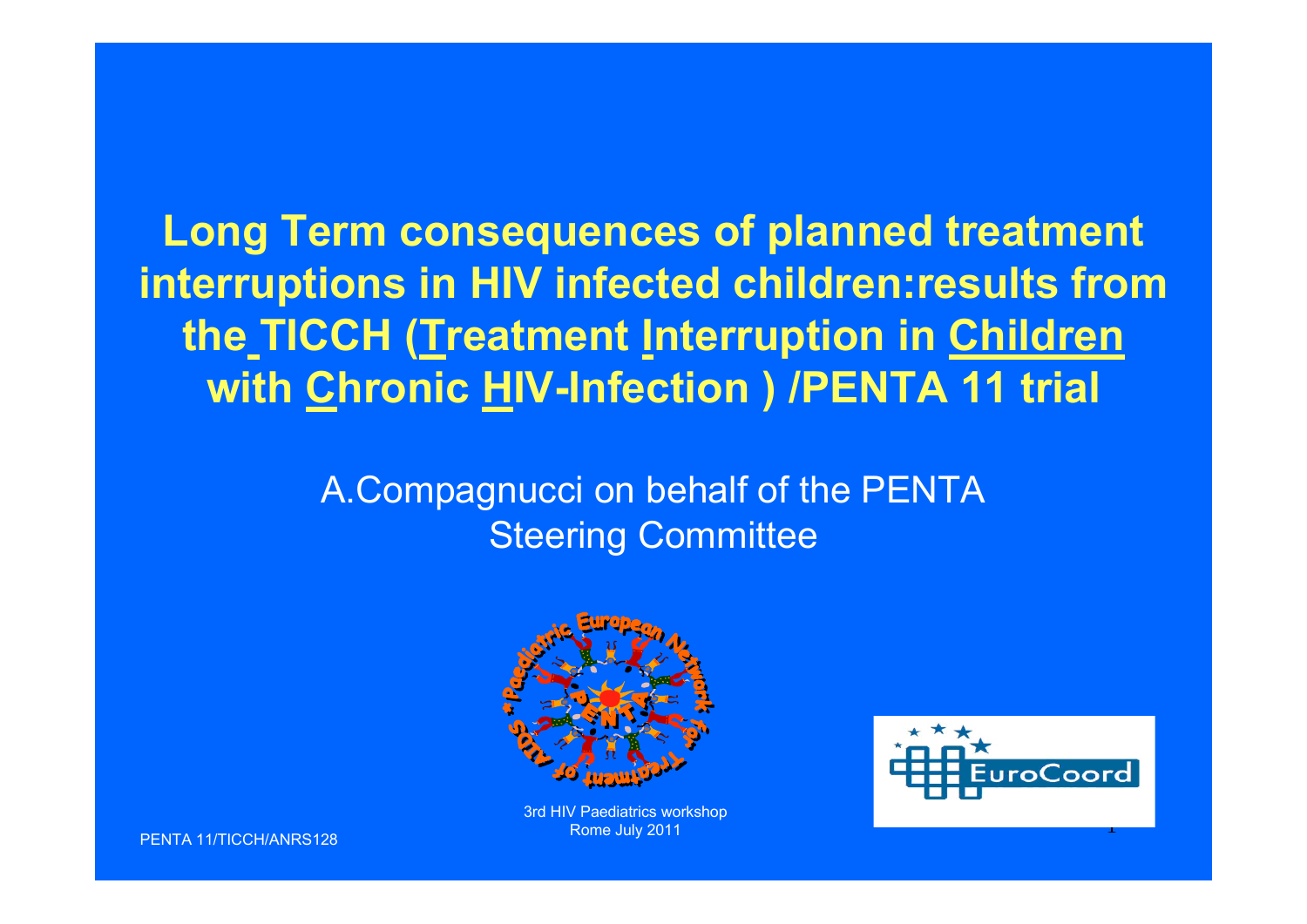# Long Term consequences of planned treatment interruptions in HIV infected children:results from the TICCH (Treatment Interruption in Children with Chronic HIV-Infection ) /PENTA 11 trial

A.Compagnucci on behalf of the PENTA Steering Committee

3rd HIV Paediatrics workshop
Rome July 2011

PENTA 11/TICCH/ANRS128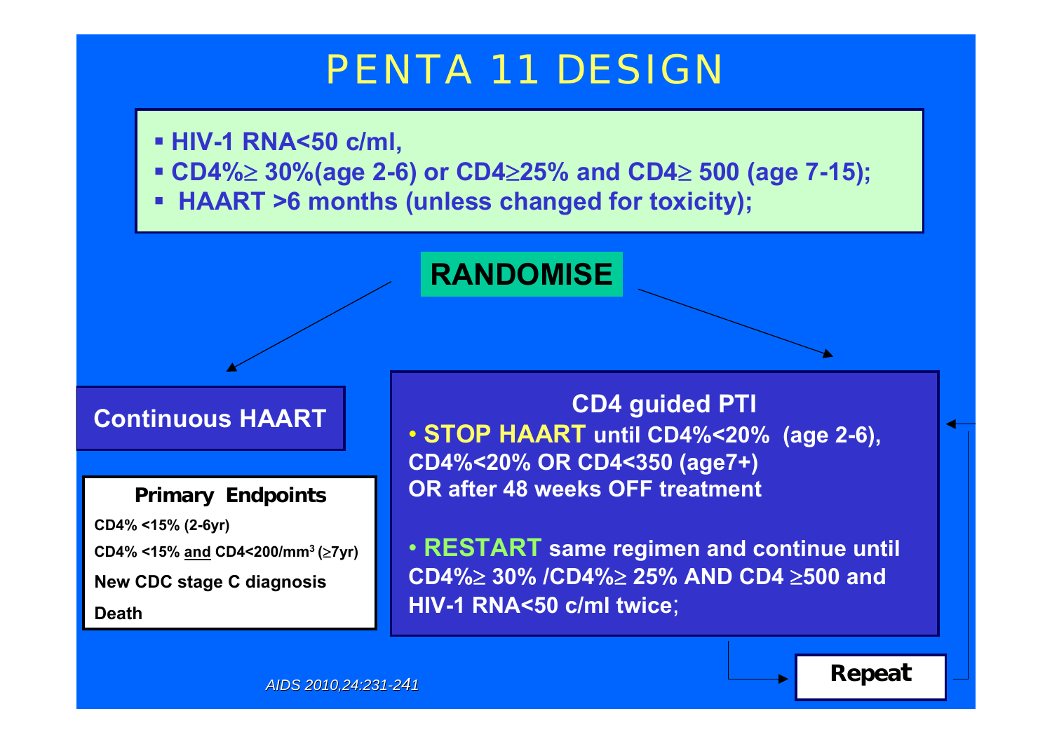# PENTA 11 DESIGN

- HIV-1 RNA<50 c/ml,
- CD4%≥ 30%(age 2-6) or CD4≥25% and CD4≥ 500 (age 7-15);
- HAART >6 months (unless changed for toxicity);

**RANDOMISE**

**Continuous HAART**

**Primary Endpoints**

- CD4% <15% (2-6yr)
- CD4% <15% and CD4<200/mm³ (≥7yr)
- New CDC stage C diagnosis
- Death

**CD4 guided PTI**

- **STOP HAART** until CD4%<20% (age 2-6), CD4%<20% OR CD4<350 (age7+) OR after 48 weeks OFF treatment
- **RESTART** same regimen and continue until CD4%≥ 30% /CD4%≥ 25% AND CD4 ≥500 and HIV-1 RNA<50 c/ml twice;

**Repeat**

*AIDS 2010,24:231-241*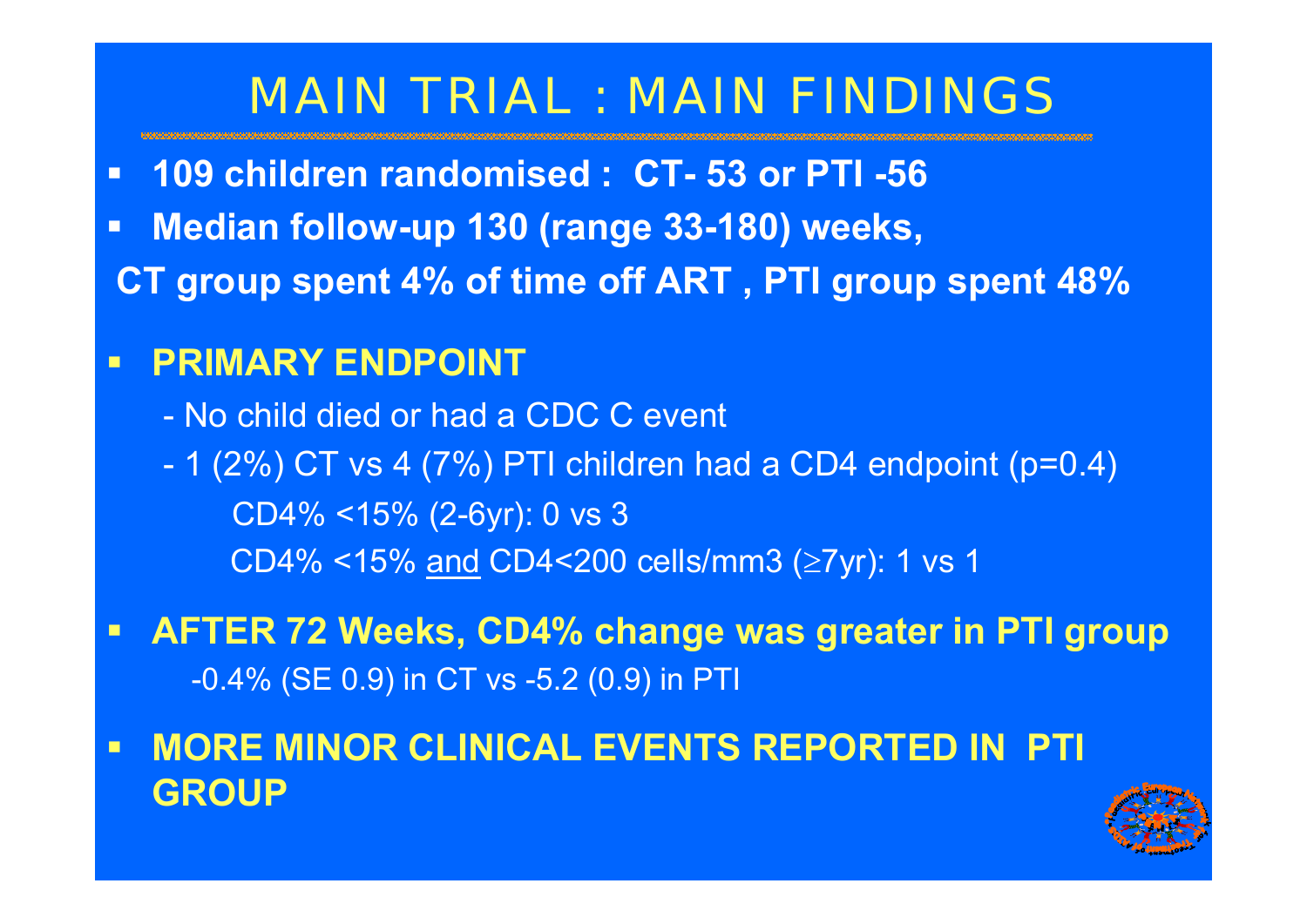# MAIN TRIAL : MAIN FINDINGS

- **109 children randomised : CT- 53 or PTI -56**
- **Median follow-up 130 (range 33-180) weeks,**

**CT group spent 4% of time off ART , PTI group spent 48%**

- **PRIMARY ENDPOINT**
  - No child died or had a CDC C event
  - 1 (2%) CT vs 4 (7%) PTI children had a CD4 endpoint ($p=0.4$)
    - CD4% <15% (2-6yr): 0 vs 3
    - CD4% <15% and CD4<200 cells/mm3 ($\geq$7yr): 1 vs 1
- **AFTER 72 Weeks, CD4% change was greater in PTI group**
  - -0.4% (SE 0.9) in CT vs -5.2 (0.9) in PTI
- **MORE MINOR CLINICAL EVENTS REPORTED IN PTI GROUP**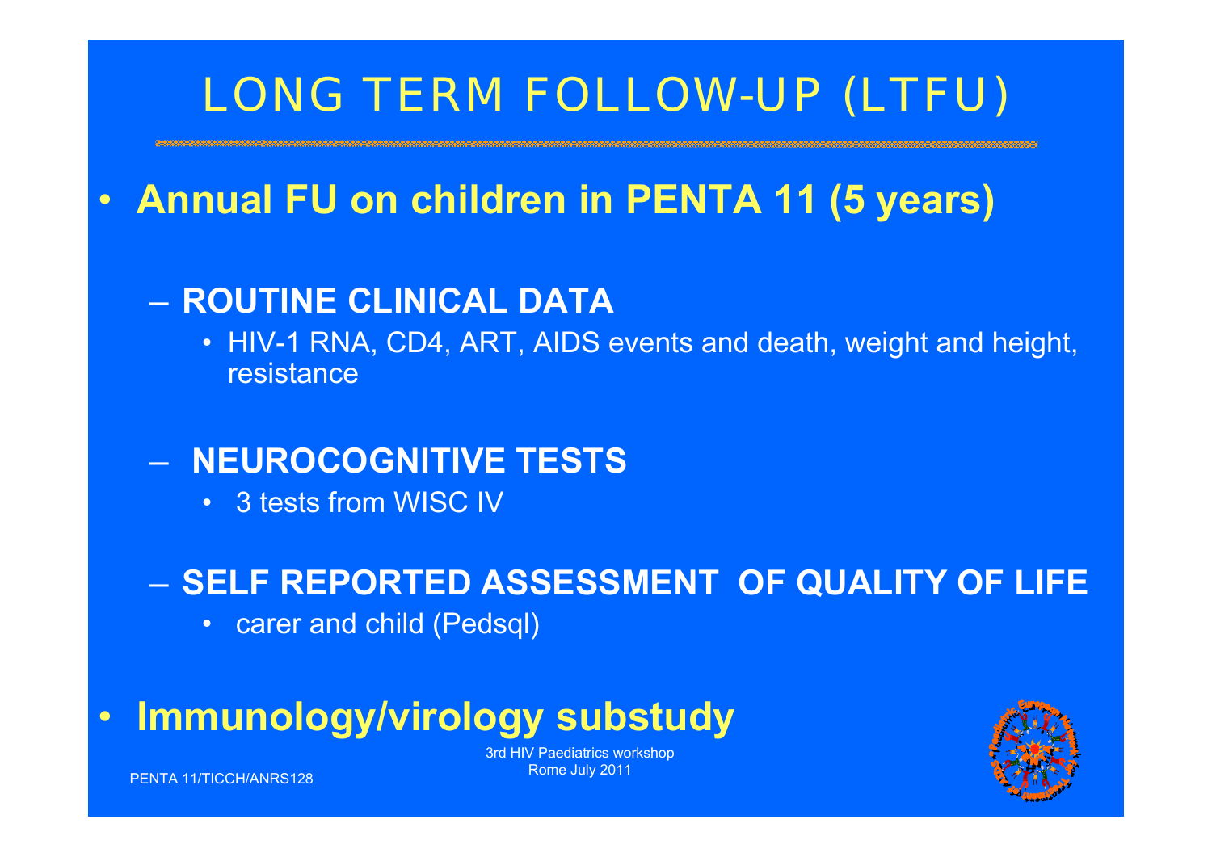# LONG TERM FOLLOW-UP (LTFU)

- **Annual FU on children in PENTA 11 (5 years)**
  - **ROUTINE CLINICAL DATA**
    - HIV-1 RNA, CD4, ART, AIDS events and death, weight and height, resistance
  - **NEUROCOGNITIVE TESTS**
    - 3 tests from WISC IV
  - **SELF REPORTED ASSESSMENT OF QUALITY OF LIFE**
    - carer and child (Pedsql)
- **Immunology/virology substudy**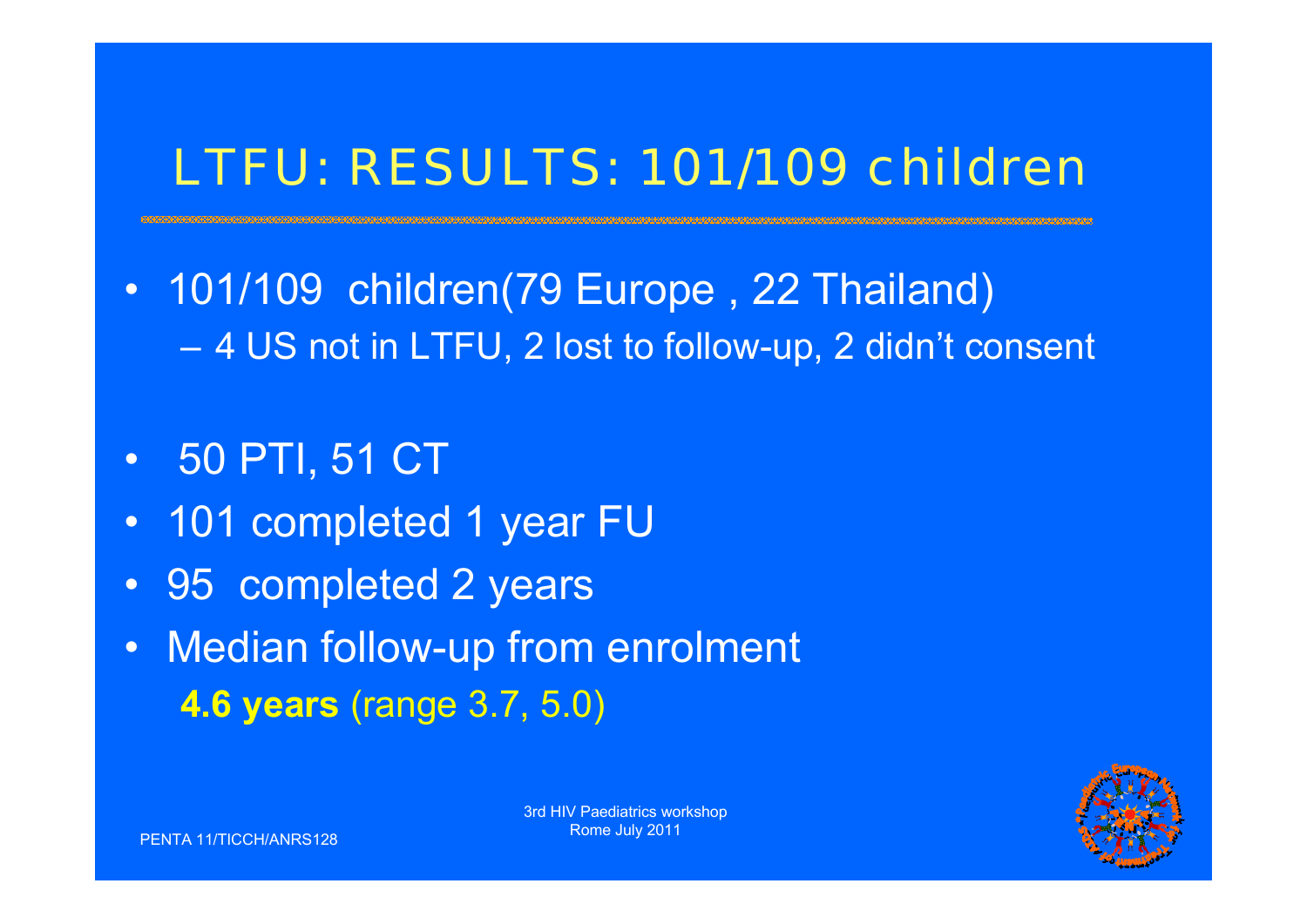# LTFU: RESULTS: 101/109 children

- 101/109 children(79 Europe , 22 Thailand)
  - 4 US not in LTFU, 2 lost to follow-up, 2 didn't consent
- 50 PTI, 51 CT
- 101 completed 1 year FU
- 95 completed 2 years
- Median follow-up from enrolment
  **4.6 years** (range 3.7, 5.0)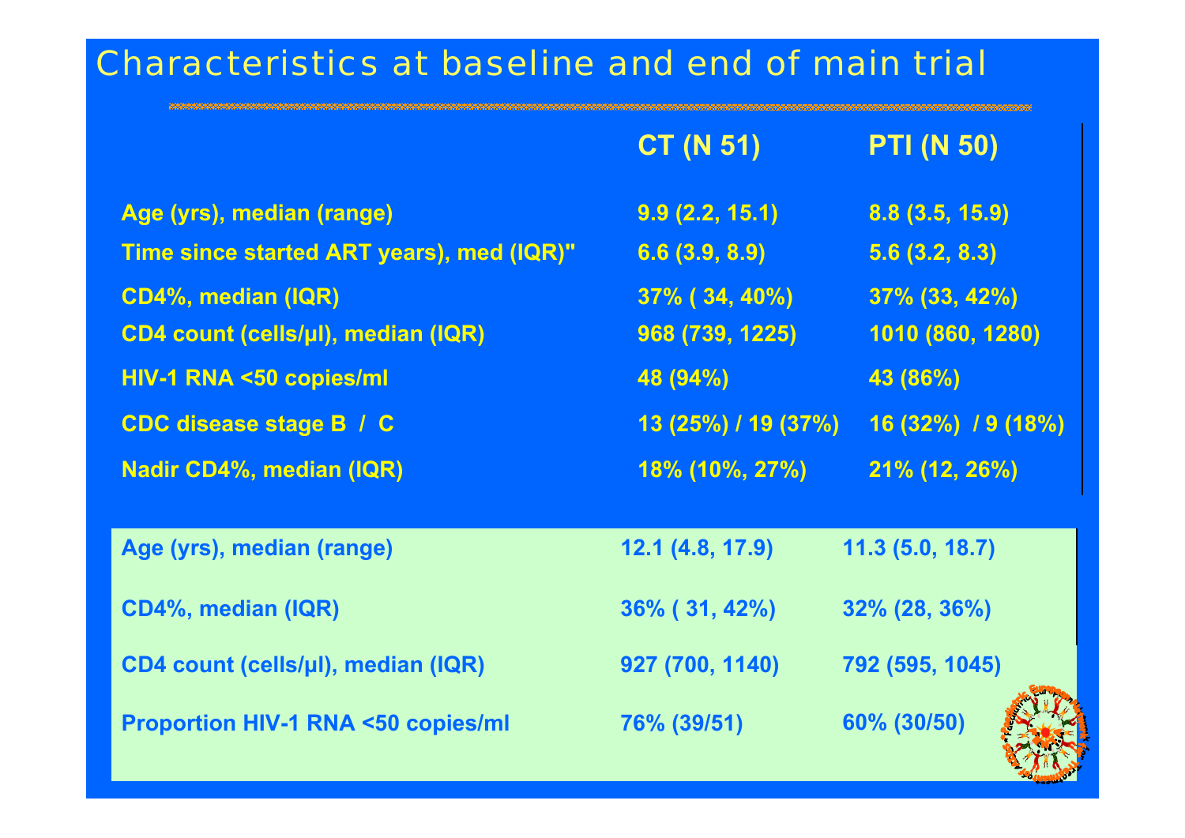# Characteristics at baseline and end of main trial

| | CT (N 51) | PTI (N 50) |
|---|---|---|
| Age (yrs), median (range) | 9.9 (2.2, 15.1) | 8.8 (3.5, 15.9) |
| Time since started ART years), med (IQR)" | 6.6 (3.9, 8.9) | 5.6 (3.2, 8.3) |
| CD4%, median (IQR) | 37% ( 34, 40%) | 37% (33, 42%) |
| CD4 count (cells/μl), median (IQR) | 968 (739, 1225) | 1010 (860, 1280) |
| HIV-1 RNA <50 copies/ml | 48 (94%) | 43 (86%) |
| CDC disease stage B / C | 13 (25%) / 19 (37%) | 16 (32%) / 9 (18%) |
| Nadir CD4%, median (IQR) | 18% (10%, 27%) | 21% (12, 26%) |

| | CT (N 51) | PTI (N 50) |
|---|---|---|
| Age (yrs), median (range) | 12.1 (4.8, 17.9) | 11.3 (5.0, 18.7) |
| CD4%, median (IQR) | 36% ( 31, 42%) | 32% (28, 36%) |
| CD4 count (cells/μl), median (IQR) | 927 (700, 1140) | 792 (595, 1045) |
| Proportion HIV-1 RNA <50 copies/ml | 76% (39/51) | 60% (30/50) |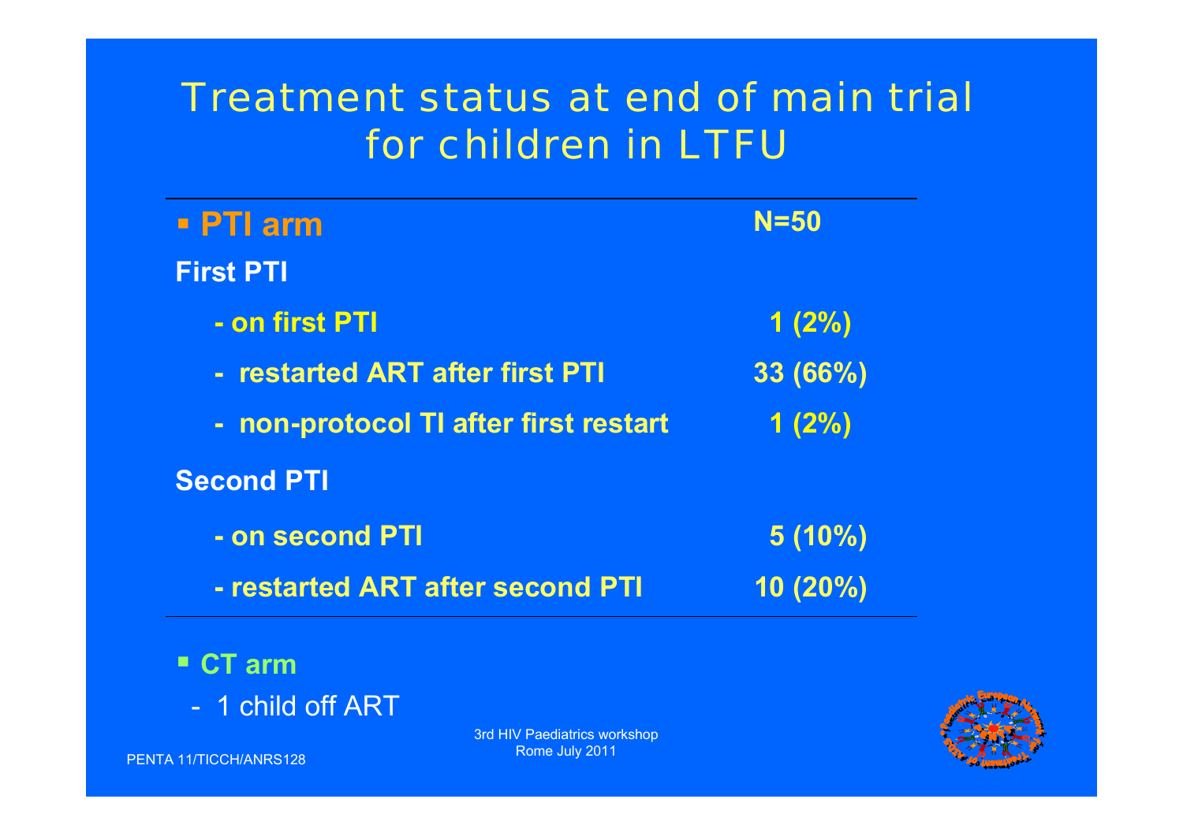# Treatment status at end of main trial for children in LTFU

| ▪ PTI arm | N=50 |
|---|---|
| **First PTI** | |
| - on first PTI | 1 (2%) |
| - restarted ART after first PTI | 33 (66%) |
| - non-protocol TI after first restart | 1 (2%) |
| **Second PTI** | |
| - on second PTI | 5 (10%) |
| - restarted ART after second PTI | 10 (20%) |

- **CT arm**
  - 1 child off ART

PENTA 11/TICCH/ANRS128

3rd HIV Paediatrics workshop
Rome July 2011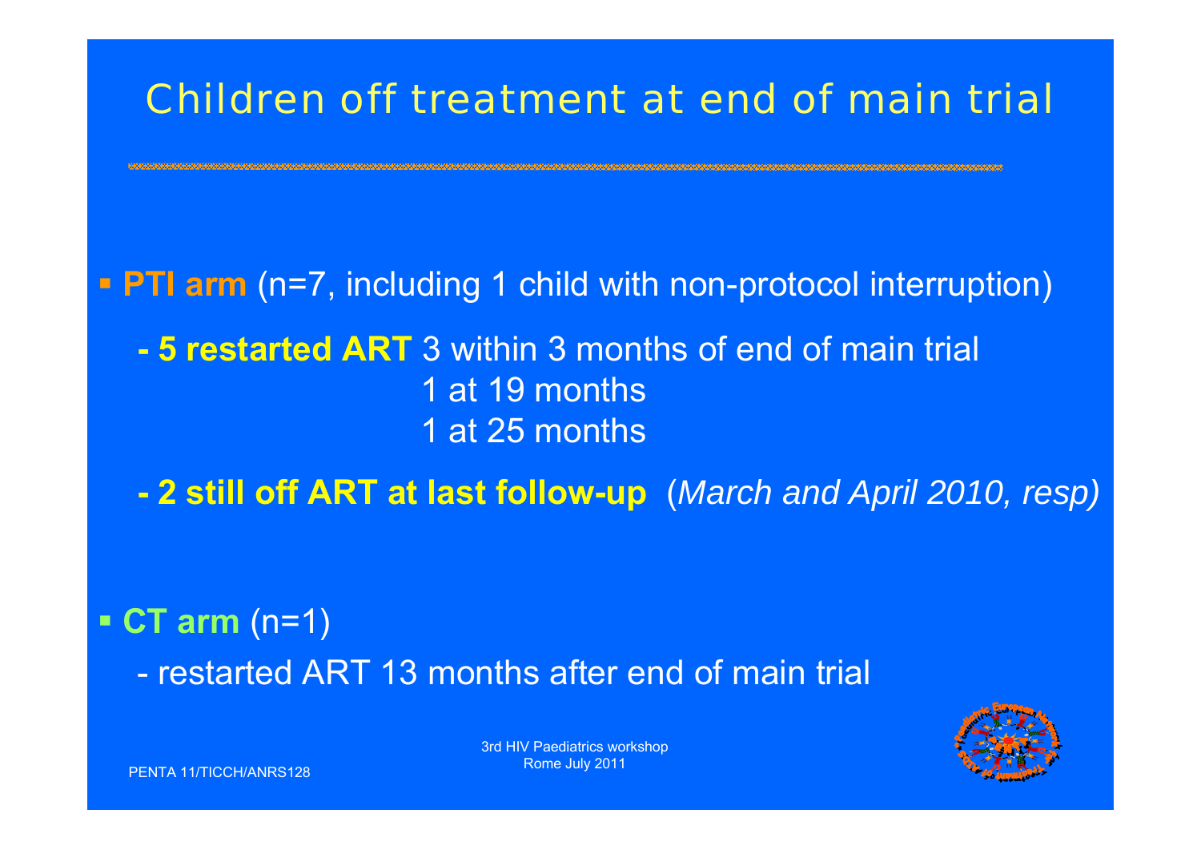# Children off treatment at end of main trial

- **PTI arm** (n=7, including 1 child with non-protocol interruption)
  - **5 restarted ART** 3 within 3 months of end of main trial
    1 at 19 months
    1 at 25 months
  - **2 still off ART at last follow-up** (*March and April 2010, resp)*

- **CT arm** (n=1)
  - restarted ART 13 months after end of main trial

PENTA 11/TICCH/ANRS128

3rd HIV Paediatrics workshop
Rome July 2011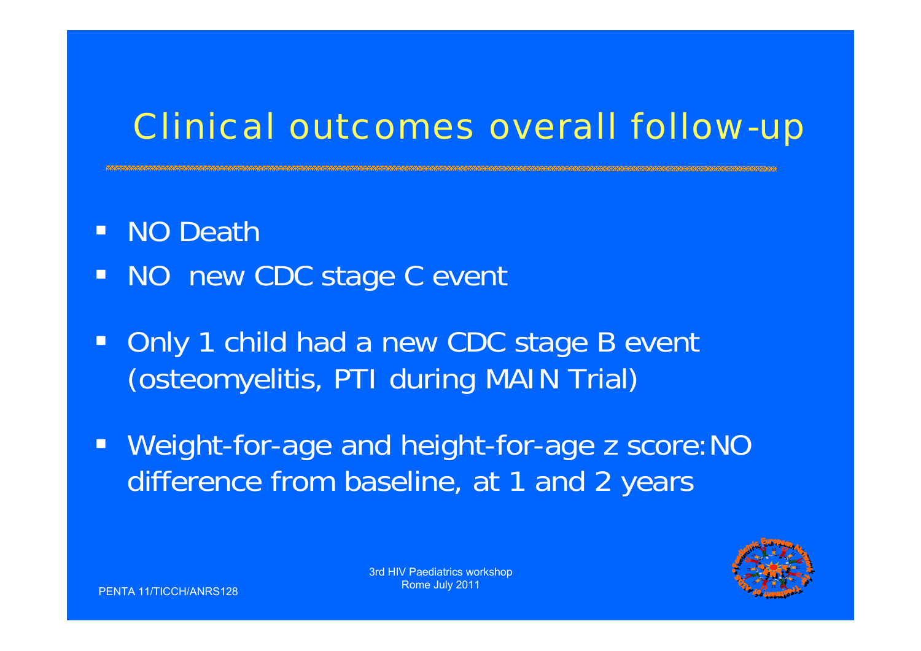# Clinical outcomes overall follow-up

- NO Death
- NO new CDC stage C event
- Only 1 child had a new CDC stage B event (osteomyelitis, PTI during MAIN Trial)
- Weight-for-age and height-for-age z score: NO difference from baseline, at 1 and 2 years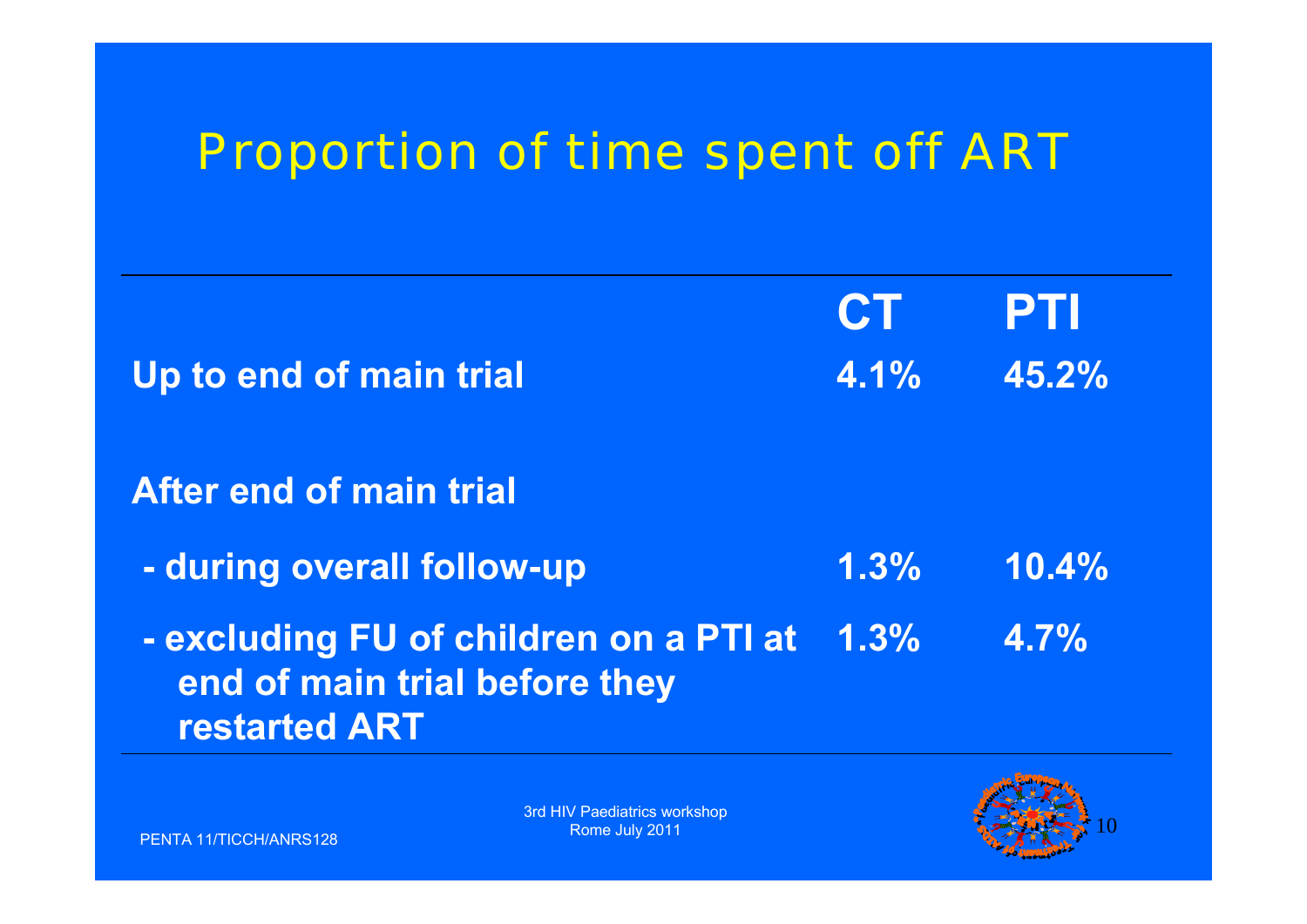# Proportion of time spent off ART

| | CT | PTI |
|---|---|---|
| **Up to end of main trial** | **4.1%** | **45.2%** |
| **After end of main trial** | | |
| **- during overall follow-up** | **1.3%** | **10.4%** |
| **- excluding FU of children on a PTI at end of main trial before they restarted ART** | **1.3%** | **4.7%** |

PENTA 11/TICCH/ANRS128

3rd HIV Paediatrics workshop
Rome July 2011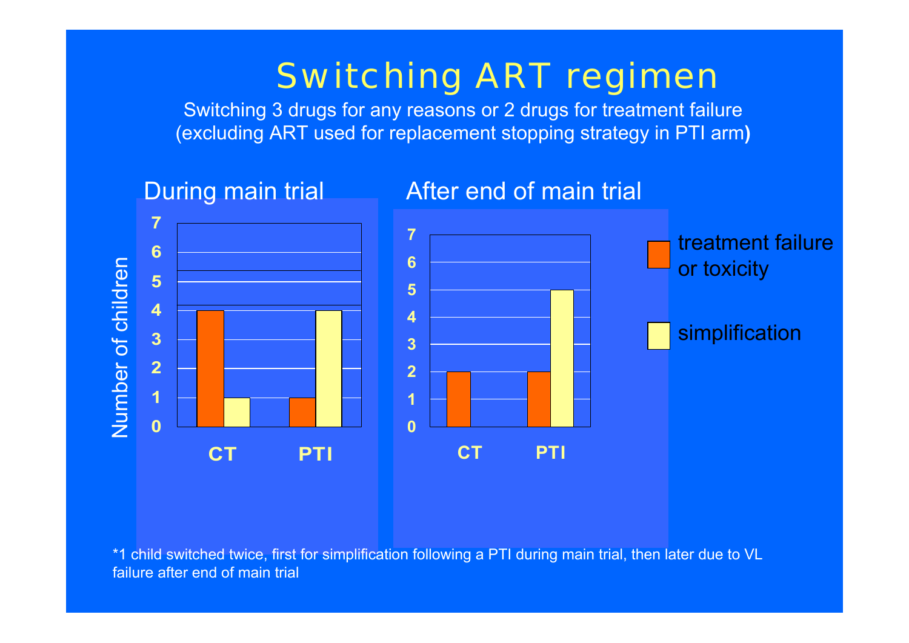# Switching ART regimen

Switching 3 drugs for any reasons or 2 drugs for treatment failure (excluding ART used for replacement stopping strategy in PTI arm)

**During main trial**

| Number of children | treatment failure or toxicity | simplification |
|---|---|---|
| CT | 4 | 1 |
| PTI | 1 | 4 |

**After end of main trial**

| Number of children | treatment failure or toxicity | simplification |
|---|---|---|
| CT | 2 | 0 |
| PTI | 2 | 5 |

*1 child switched twice, first for simplification following a PTI during main trial, then later due to VL failure after end of main trial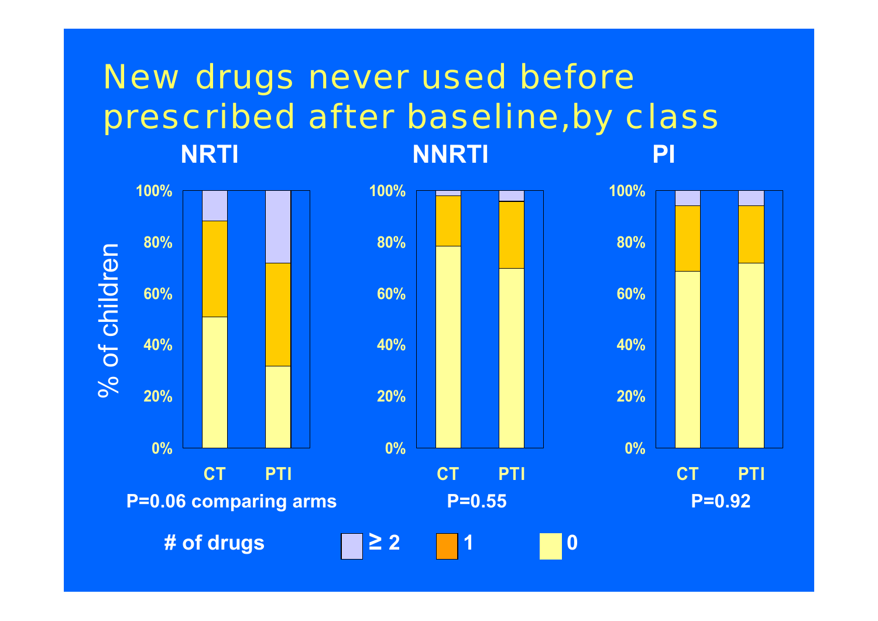# New drugs never used before prescribed after baseline, by class

**NRTI**

**NNRTI**

**PI**

% of children

100%
80%
60%
40%
20%
0%

CT PTI

**P=0.06 comparing arms**

**P=0.55**

**P=0.92**

**# of drugs** ≥ 2 1 0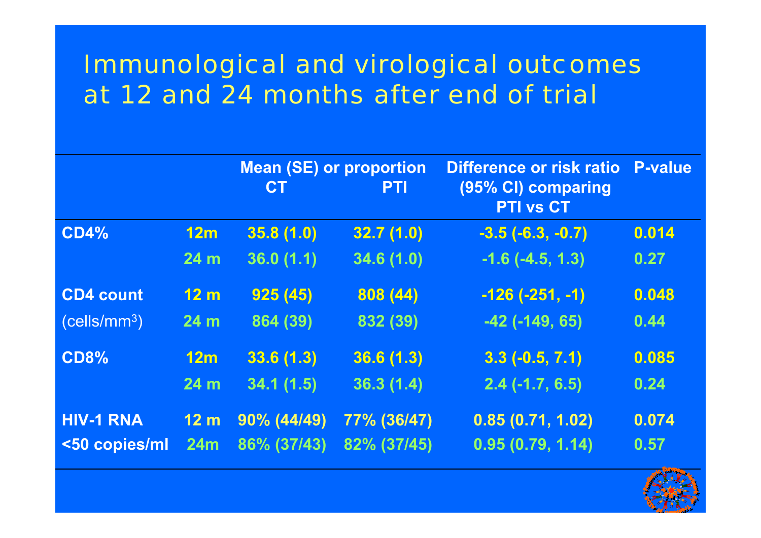# Immunological and virological outcomes at 12 and 24 months after end of trial

| | | Mean (SE) or proportion CT | PTI | Difference or risk ratio (95% CI) comparing PTI vs CT | P-value |
|---|---|---|---|---|---|
| **CD4%** | 12m | 35.8 (1.0) | 32.7 (1.0) | -3.5 (-6.3, -0.7) | 0.014 |
| | 24 m | 36.0 (1.1) | 34.6 (1.0) | -1.6 (-4.5, 1.3) | 0.27 |
| **CD4 count** | 12 m | 925 (45) | 808 (44) | -126 (-251, -1) | 0.048 |
| (cells/mm$^3$) | 24 m | 864 (39) | 832 (39) | -42 (-149, 65) | 0.44 |
| **CD8%** | 12m | 33.6 (1.3) | 36.6 (1.3) | 3.3 (-0.5, 7.1) | 0.085 |
| | 24 m | 34.1 (1.5) | 36.3 (1.4) | 2.4 (-1.7, 6.5) | 0.24 |
| **HIV-1 RNA** | 12 m | 90% (44/49) | 77% (36/47) | 0.85 (0.71, 1.02) | 0.074 |
| **<50 copies/ml** | 24m | 86% (37/43) | 82% (37/45) | 0.95 (0.79, 1.14) | 0.57 |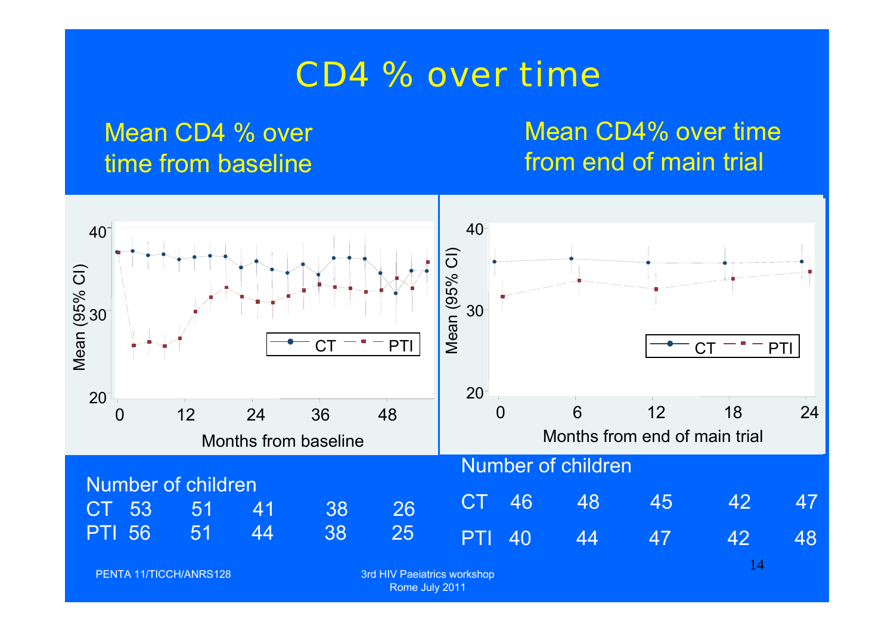# CD4 % over time

## Mean CD4 % over time from baseline

Number of children

| | 0 | 12 | 24 | 36 | 48 |
|---|---|---|---|---|---|
| CT | 53 | 51 | 41 | 38 | 26 |
| PTI | 56 | 51 | 44 | 38 | 25 |

## Mean CD4% over time from end of main trial

Number of children

| | 0 | 6 | 12 | 18 | 24 |
|---|---|---|---|---|---|
| CT | 46 | 48 | 45 | 42 | 47 |
| PTI | 40 | 44 | 47 | 42 | 48 |

PENTA 11/TICCH/ANRS128

3rd HIV Paeiatrics workshop
Rome July 2011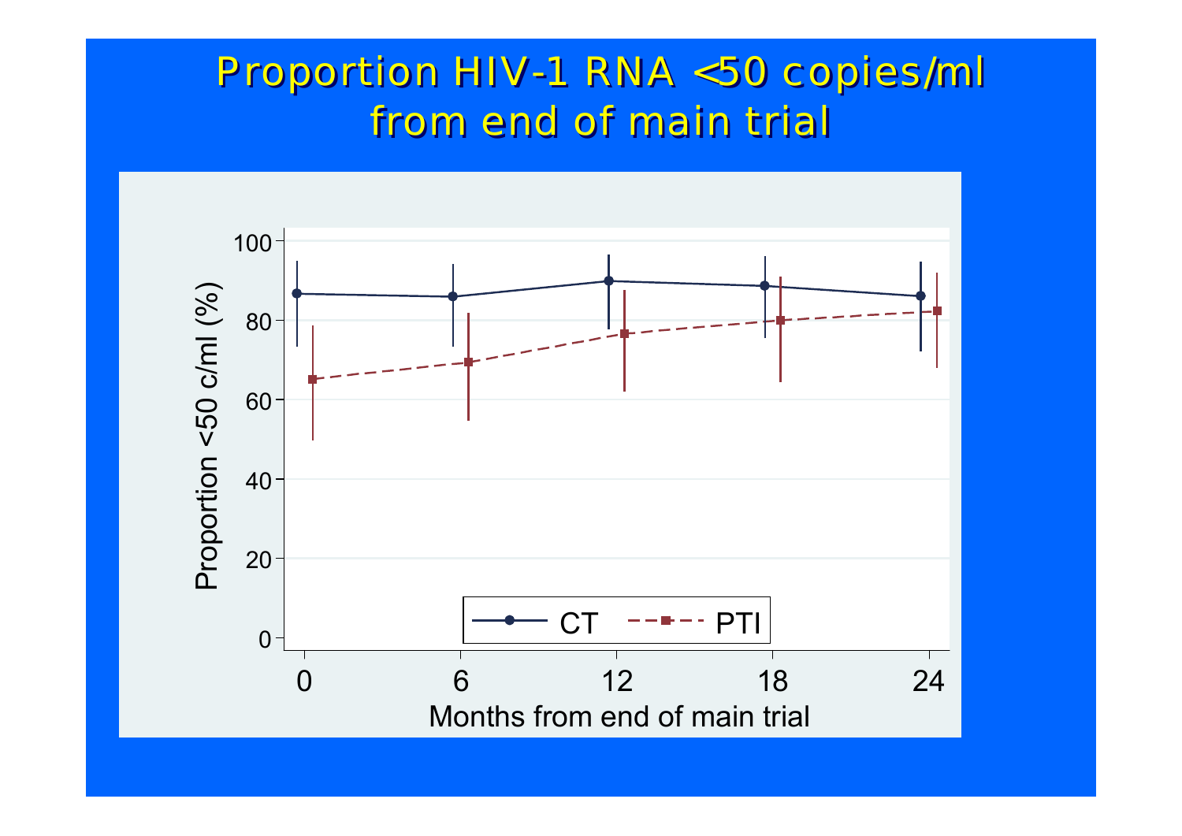# Proportion HIV-1 RNA <50 copies/ml from end of main trial

Proportion <50 c/ml (%)

100, 80, 60, 40, 20, 0

0, 6, 12, 18, 24

Months from end of main trial

CT — PTI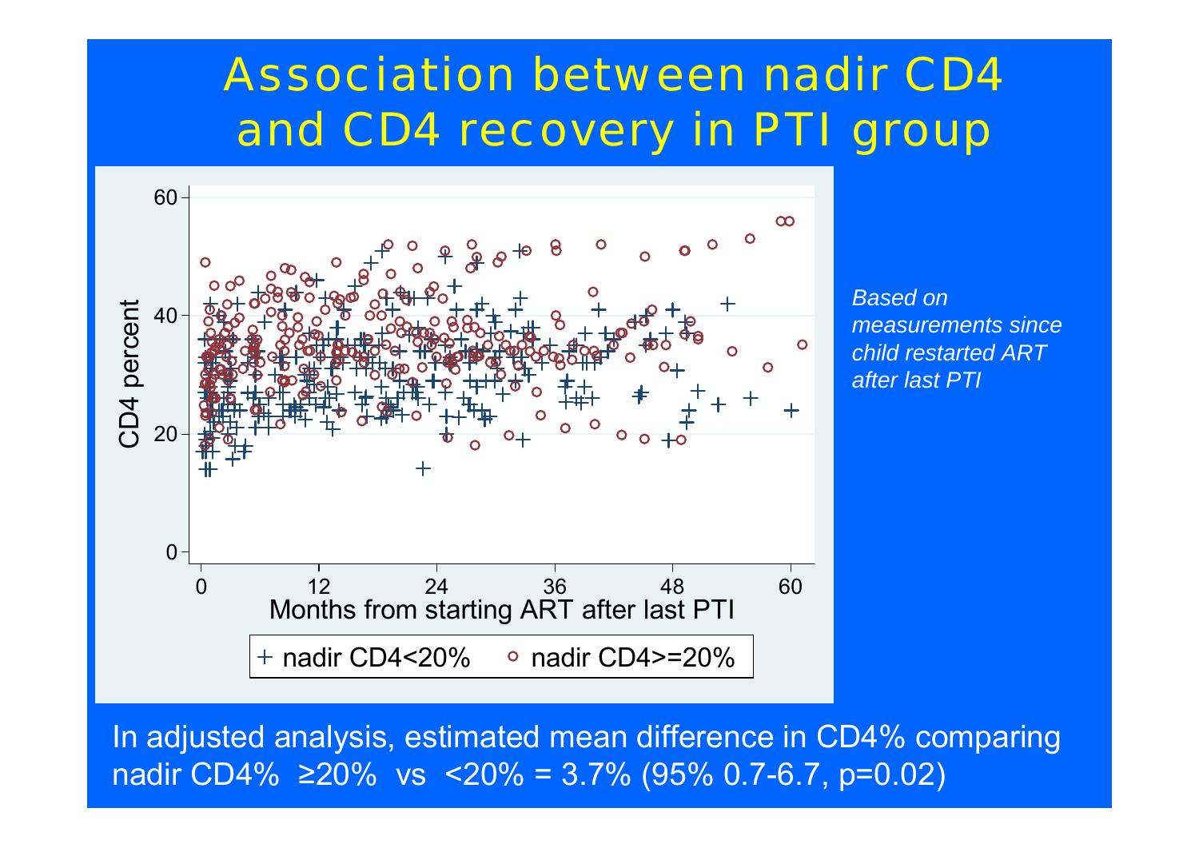# Association between nadir CD4 and CD4 recovery in PTI group

*Based on measurements since child restarted ART after last PTI*

In adjusted analysis, estimated mean difference in CD4% comparing nadir CD4% ≥20% vs <20% = 3.7% (95% 0.7-6.7, p=0.02)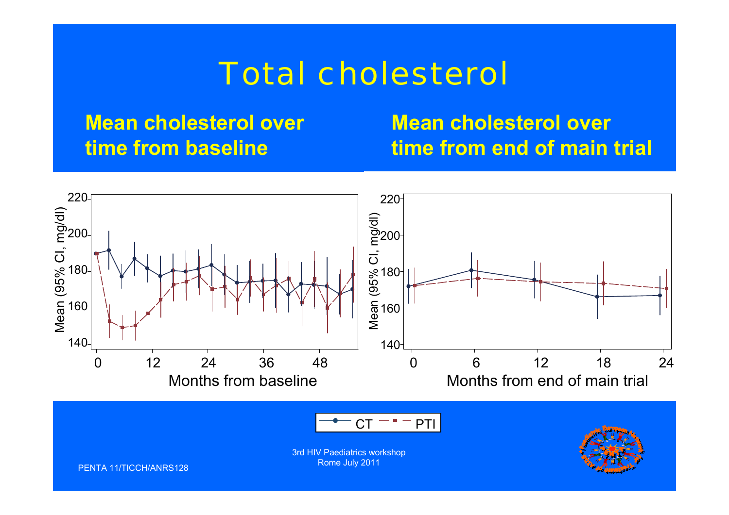# Total cholesterol

**Mean cholesterol over time from baseline**

**Mean cholesterol over time from end of main trial**

Mean (95% CI, mg/dl)

Months from baseline

Months from end of main trial

CT — PTI

3rd HIV Paediatrics workshop
Rome July 2011

PENTA 11/TICCH/ANRS128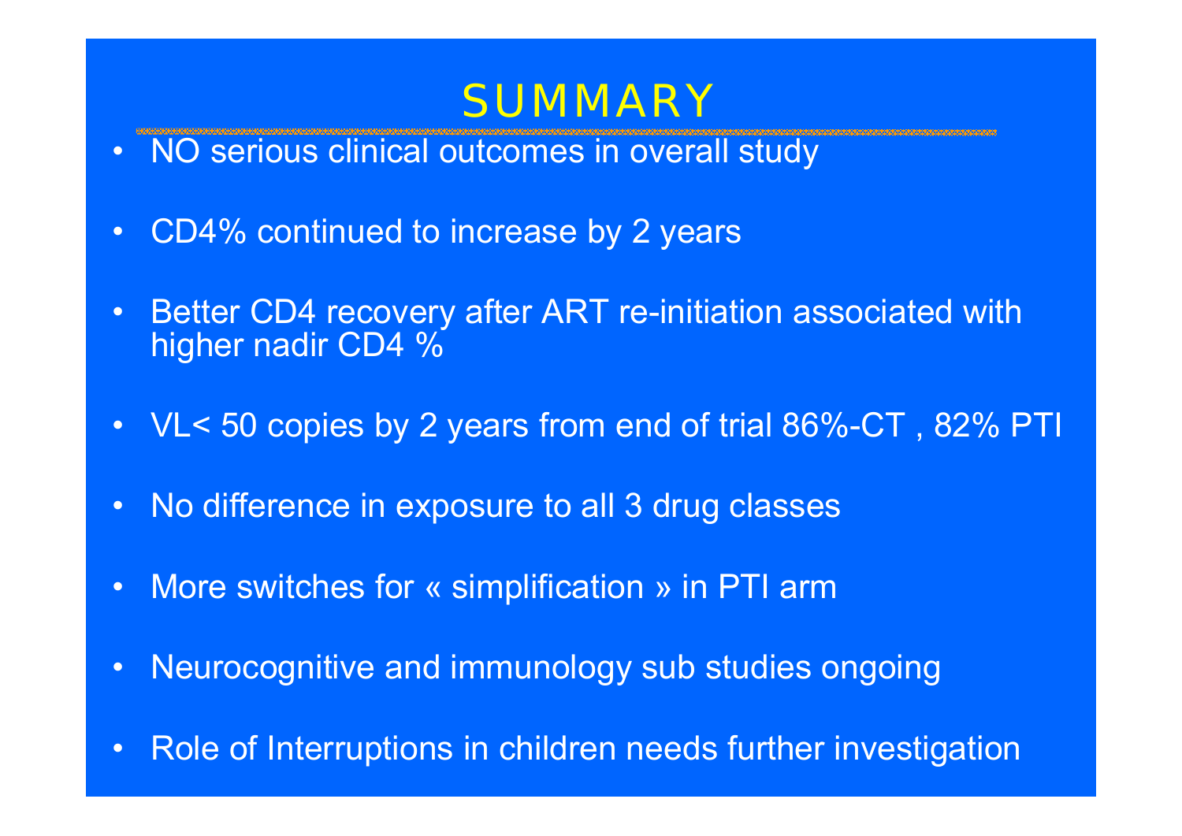# SUMMARY

- NO serious clinical outcomes in overall study
- CD4% continued to increase by 2 years
- Better CD4 recovery after ART re-initiation associated with higher nadir CD4 %
- VL< 50 copies by 2 years from end of trial 86%-CT , 82% PTI
- No difference in exposure to all 3 drug classes
- More switches for « simplification » in PTI arm
- Neurocognitive and immunology sub studies ongoing
- Role of Interruptions in children needs further investigation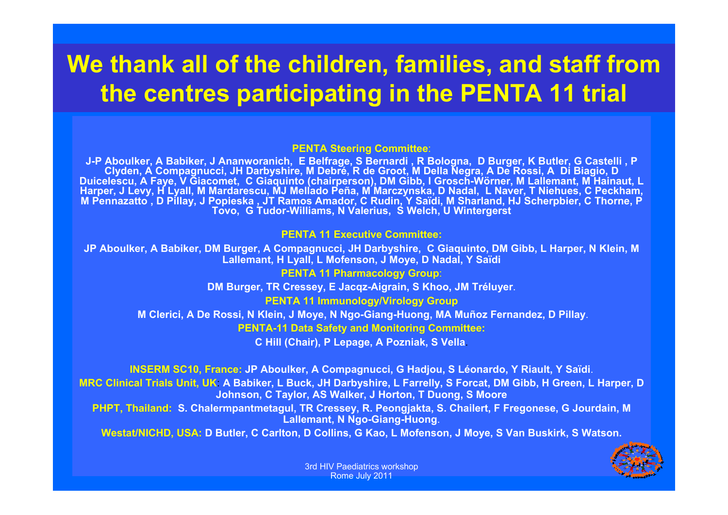# We thank all of the children, families, and staff from the centres participating in the PENTA 11 trial

**PENTA Steering Committee**:

J-P Aboulker, A Babiker, J Ananworanich, E Belfrage, S Bernardi , R Bologna, D Burger, K Butler, G Castelli , P Clyden, A Compagnucci, JH Darbyshire, M Debré, R de Groot, M Della Negra, A De Rossi, A Di Biagio, D Duicelescu, A Faye, V Giacomet, C Giaquinto (chairperson), DM Gibb, I Grosch-Wörner, M Lallemant, M Hainaut, L Harper, J Levy, H Lyall, M Mardarescu, MJ Mellado Peña, M Marczynska, D Nadal, L Naver, T Niehues, C Peckham, M Pennazatto , D Pillay, J Popieska , JT Ramos Amador, C Rudin, Y Saïdi, M Sharland, HJ Scherpbier, C Thorne, P Tovo, G Tudor-Williams, N Valerius, S Welch, U Wintergerst

**PENTA 11 Executive Committee:**

JP Aboulker, A Babiker, DM Burger, A Compagnucci, JH Darbyshire, C Giaquinto, DM Gibb, L Harper, N Klein, M Lallemant, H Lyall, L Mofenson, J Moye, D Nadal, Y Saïdi

**PENTA 11 Pharmacology Group**:

DM Burger, TR Cressey, E Jacqz-Aigrain, S Khoo, JM Tréluyer.

**PENTA 11 Immunology/Virology Group**

M Clerici, A De Rossi, N Klein, J Moye, N Ngo-Giang-Huong, MA Muñoz Fernandez, D Pillay.

**PENTA-11 Data Safety and Monitoring Committee:**

C Hill (Chair), P Lepage, A Pozniak, S Vella.

**INSERM SC10, France:** JP Aboulker, A Compagnucci, G Hadjou, S Léonardo, Y Riault, Y Saïdi.

**MRC Clinical Trials Unit, UK**: A Babiker, L Buck, JH Darbyshire, L Farrelly, S Forcat, DM Gibb, H Green, L Harper, D Johnson, C Taylor, AS Walker, J Horton, T Duong, S Moore

**PHPT, Thailand:** S. Chalermpantmetagul, TR Cressey, R. Peongjakta, S. Chailert, F Fregonese, G Jourdain, M Lallemant, N Ngo-Giang-Huong.

**Westat/NICHD, USA:** D Butler, C Carlton, D Collins, G Kao, L Mofenson, J Moye, S Van Buskirk, S Watson.

3rd HIV Paediatrics workshop
Rome July 2011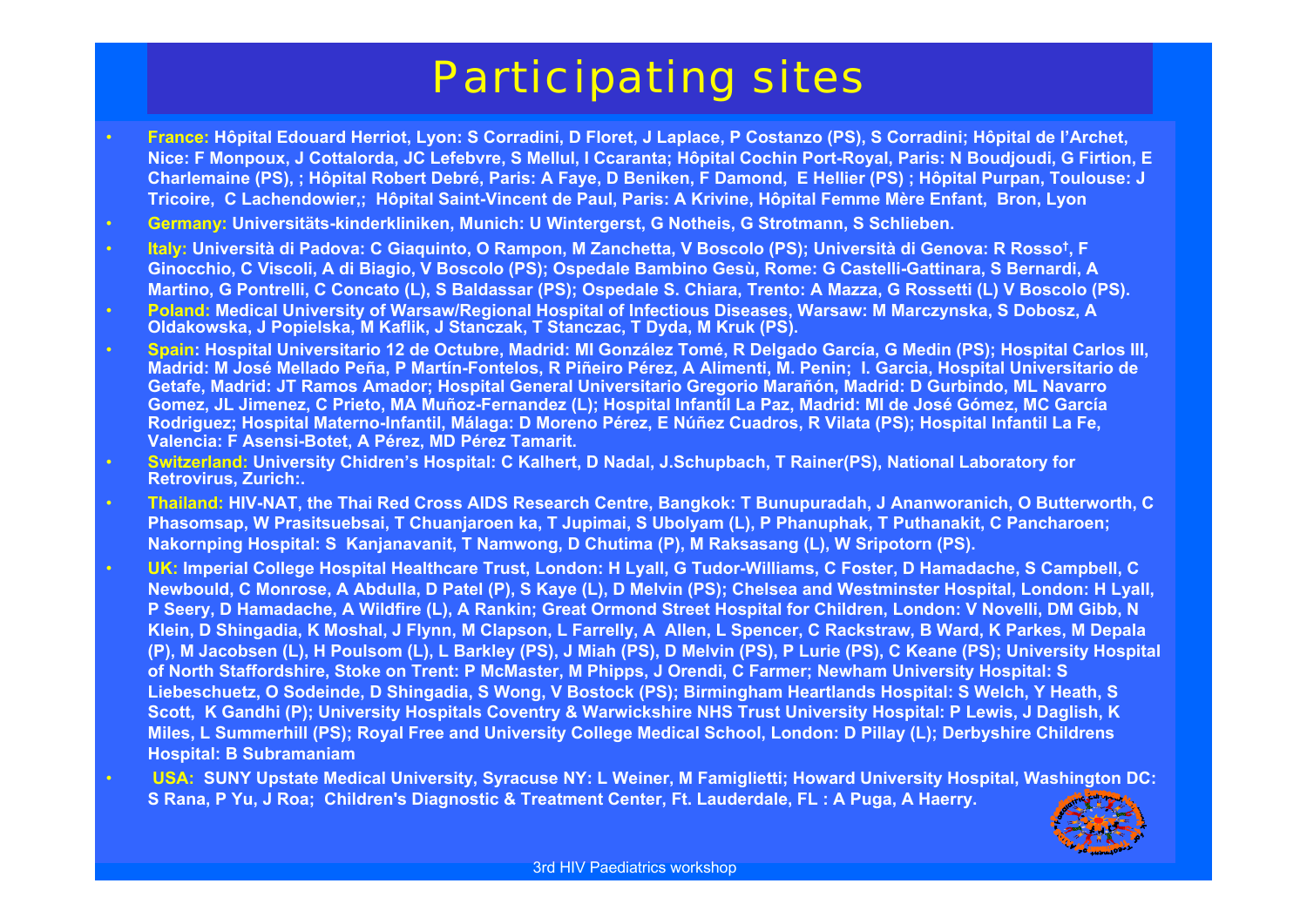# Participating sites

- **France:** Hôpital Edouard Herriot, Lyon: S Corradini, D Floret, J Laplace, P Costanzo (PS), S Corradini; Hôpital de l'Archet, Nice: F Monpoux, J Cottalorda, JC Lefebvre, S Mellul, I Ccaranta; Hôpital Cochin Port-Royal, Paris: N Boudjoudi, G Firtion, E Charlemaine (PS), ; Hôpital Robert Debré, Paris: A Faye, D Beniken, F Damond, E Hellier (PS) ; Hôpital Purpan, Toulouse: J Tricoire, C Lachendowier,; Hôpital Saint-Vincent de Paul, Paris: A Krivine, Hôpital Femme Mère Enfant, Bron, Lyon
- **Germany:** Universitäts-kinderkliniken, Munich: U Wintergerst, G Notheis, G Strotmann, S Schlieben.
- **Italy:** Università di Padova: C Giaquinto, O Rampon, M Zanchetta, V Boscolo (PS); Università di Genova: R Rosso†, F Ginocchio, C Viscoli, A di Biagio, V Boscolo (PS); Ospedale Bambino Gesù, Rome: G Castelli-Gattinara, S Bernardi, A Martino, G Pontrelli, C Concato (L), S Baldassar (PS); Ospedale S. Chiara, Trento: A Mazza, G Rossetti (L) V Boscolo (PS).
- **Poland:** Medical University of Warsaw/Regional Hospital of Infectious Diseases, Warsaw: M Marczynska, S Dobosz, A Oldakowska, J Popielska, M Kaflik, J Stanczak, T Stanczac, T Dyda, M Kruk (PS).
- **Spain:** Hospital Universitario 12 de Octubre, Madrid: MI González Tomé, R Delgado García, G Medin (PS); Hospital Carlos III, Madrid: M José Mellado Peña, P Martín-Fontelos, R Piñeiro Pérez, A Alimenti, M. Penin; I. Garcia, Hospital Universitario de Getafe, Madrid: JT Ramos Amador; Hospital General Universitario Gregorio Marañón, Madrid: D Gurbindo, ML Navarro Gomez, JL Jimenez, C Prieto, MA Muñoz-Fernandez (L); Hospital Infantil La Paz, Madrid: MI de José Gómez, MC García Rodriguez; Hospital Materno-Infantil, Málaga: D Moreno Pérez, E Núñez Cuadros, R Vilata (PS); Hospital Infantil La Fe, Valencia: F Asensi-Botet, A Pérez, MD Pérez Tamarit.
- **Switzerland:** University Chidren's Hospital: C Kalhert, D Nadal, J.Schupbach, T Rainer(PS), National Laboratory for Retrovirus, Zurich:.
- **Thailand:** HIV-NAT, the Thai Red Cross AIDS Research Centre, Bangkok: T Bunupuradah, J Ananworanich, O Butterworth, C Phasomsap, W Prasitsuebsai, T Chuanjaroen ka, T Jupimai, S Ubolyam (L), P Phanuphak, T Puthanakit, C Pancharoen; Nakornping Hospital: S Kanjanavanit, T Namwong, D Chutima (P), M Raksasang (L), W Sripotorn (PS).
- **UK:** Imperial College Hospital Healthcare Trust, London: H Lyall, G Tudor-Williams, C Foster, D Hamadache, S Campbell, C Newbould, C Monrose, A Abdulla, D Patel (P), S Kaye (L), D Melvin (PS); Chelsea and Westminster Hospital, London: H Lyall, P Seery, D Hamadache, A Wildfire (L), A Rankin; Great Ormond Street Hospital for Children, London: V Novelli, DM Gibb, N Klein, D Shingadia, K Moshal, J Flynn, M Clapson, L Farrelly, A Allen, L Spencer, C Rackstraw, B Ward, K Parkes, M Depala (P), M Jacobsen (L), H Poulsom (L), L Barkley (PS), J Miah (PS), D Melvin (PS), P Lurie (PS), C Keane (PS); University Hospital of North Staffordshire, Stoke on Trent: P McMaster, M Phipps, J Orendi, C Farmer; Newham University Hospital: S Liebeschuetz, O Sodeinde, D Shingadia, S Wong, V Bostock (PS); Birmingham Heartlands Hospital: S Welch, Y Heath, S Scott, K Gandhi (P); University Hospitals Coventry & Warwickshire NHS Trust University Hospital: P Lewis, J Daglish, K Miles, L Summerhill (PS); Royal Free and University College Medical School, London: D Pillay (L); Derbyshire Childrens Hospital: B Subramaniam
- **USA:** SUNY Upstate Medical University, Syracuse NY: L Weiner, M Famiglietti; Howard University Hospital, Washington DC: S Rana, P Yu, J Roa; Children's Diagnostic & Treatment Center, Ft. Lauderdale, FL : A Puga, A Haerry.